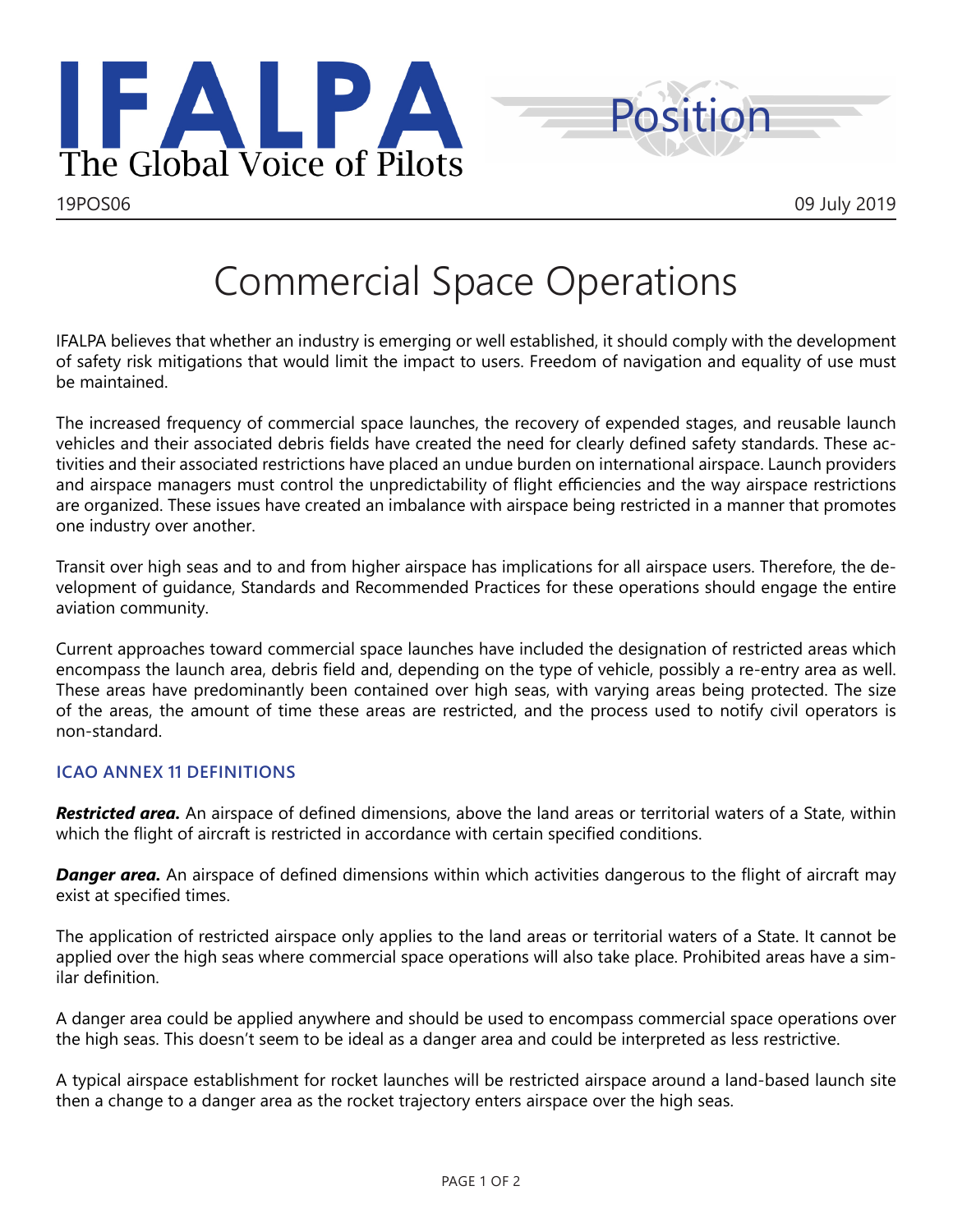IFALPA
The Global Voice of Pilots

Position

19POS06 09 July 2019

# Commercial Space Operations

IFALPA believes that whether an industry is emerging or well established, it should comply with the development of safety risk mitigations that would limit the impact to users. Freedom of navigation and equality of use must be maintained.

The increased frequency of commercial space launches, the recovery of expended stages, and reusable launch vehicles and their associated debris fields have created the need for clearly defined safety standards. These activities and their associated restrictions have placed an undue burden on international airspace. Launch providers and airspace managers must control the unpredictability of flight efficiencies and the way airspace restrictions are organized. These issues have created an imbalance with airspace being restricted in a manner that promotes one industry over another.

Transit over high seas and to and from higher airspace has implications for all airspace users. Therefore, the development of guidance, Standards and Recommended Practices for these operations should engage the entire aviation community.

Current approaches toward commercial space launches have included the designation of restricted areas which encompass the launch area, debris field and, depending on the type of vehicle, possibly a re-entry area as well. These areas have predominantly been contained over high seas, with varying areas being protected. The size of the areas, the amount of time these areas are restricted, and the process used to notify civil operators is non-standard.

### ICAO ANNEX 11 DEFINITIONS

***Restricted area.*** An airspace of defined dimensions, above the land areas or territorial waters of a State, within which the flight of aircraft is restricted in accordance with certain specified conditions.

***Danger area.*** An airspace of defined dimensions within which activities dangerous to the flight of aircraft may exist at specified times.

The application of restricted airspace only applies to the land areas or territorial waters of a State. It cannot be applied over the high seas where commercial space operations will also take place. Prohibited areas have a similar definition.

A danger area could be applied anywhere and should be used to encompass commercial space operations over the high seas. This doesn't seem to be ideal as a danger area and could be interpreted as less restrictive.

A typical airspace establishment for rocket launches will be restricted airspace around a land-based launch site then a change to a danger area as the rocket trajectory enters airspace over the high seas.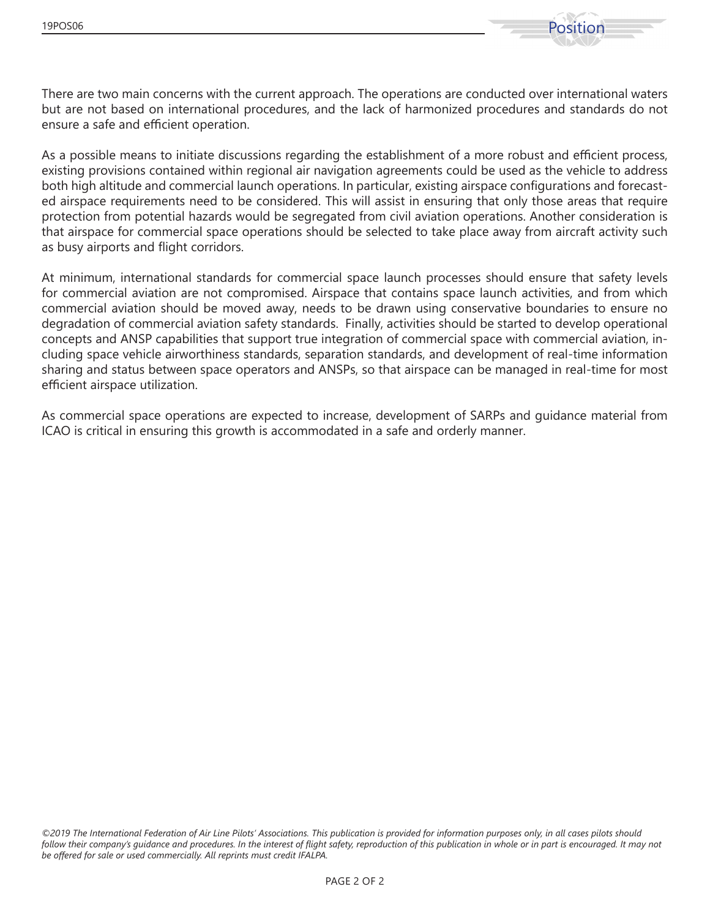There are two main concerns with the current approach. The operations are conducted over international waters but are not based on international procedures, and the lack of harmonized procedures and standards do not ensure a safe and efficient operation.

As a possible means to initiate discussions regarding the establishment of a more robust and efficient process, existing provisions contained within regional air navigation agreements could be used as the vehicle to address both high altitude and commercial launch operations. In particular, existing airspace configurations and forecasted airspace requirements need to be considered. This will assist in ensuring that only those areas that require protection from potential hazards would be segregated from civil aviation operations. Another consideration is that airspace for commercial space operations should be selected to take place away from aircraft activity such as busy airports and flight corridors.

At minimum, international standards for commercial space launch processes should ensure that safety levels for commercial aviation are not compromised. Airspace that contains space launch activities, and from which commercial aviation should be moved away, needs to be drawn using conservative boundaries to ensure no degradation of commercial aviation safety standards. Finally, activities should be started to develop operational concepts and ANSP capabilities that support true integration of commercial space with commercial aviation, including space vehicle airworthiness standards, separation standards, and development of real-time information sharing and status between space operators and ANSPs, so that airspace can be managed in real-time for most efficient airspace utilization.

As commercial space operations are expected to increase, development of SARPs and guidance material from ICAO is critical in ensuring this growth is accommodated in a safe and orderly manner.

*©2019 The International Federation of Air Line Pilots' Associations. This publication is provided for information purposes only, in all cases pilots should follow their company's guidance and procedures. In the interest of flight safety, reproduction of this publication in whole or in part is encouraged. It may not be offered for sale or used commercially. All reprints must credit IFALPA.*